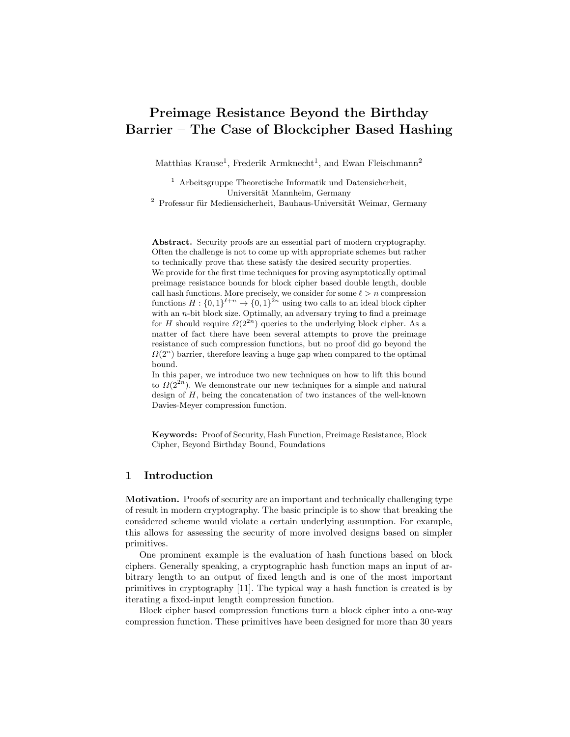# Preimage Resistance Beyond the Birthday Barrier – The Case of Blockcipher Based Hashing

Matthias Krause[1], Frederik Armknecht[1], and Ewan Fleischmann[2]

[1] Arbeitsgruppe Theoretische Informatik und Datensicherheit, Universität Mannheim, Germany
[2] Professur für Mediensicherheit, Bauhaus-Universität Weimar, Germany

**Abstract.** Security proofs are an essential part of modern cryptography. Often the challenge is not to come up with appropriate schemes but rather to technically prove that these satisfy the desired security properties.
We provide for the first time techniques for proving asymptotically optimal preimage resistance bounds for block cipher based double length, double call hash functions. More precisely, we consider for some $\ell > n$ compression functions $H : \{0,1\}^{\ell+n} \to \{0,1\}^{2n}$ using two calls to an ideal block cipher with an $n$-bit block size. Optimally, an adversary trying to find a preimage for $H$ should require $\Omega(2^{2n})$ queries to the underlying block cipher. As a matter of fact there have been several attempts to prove the preimage resistance of such compression functions, but no proof did go beyond the $\Omega(2^n)$ barrier, therefore leaving a huge gap when compared to the optimal bound.
In this paper, we introduce two new techniques on how to lift this bound to $\Omega(2^{2n})$. We demonstrate our new techniques for a simple and natural design of $H$, being the concatenation of two instances of the well-known Davies-Meyer compression function.

**Keywords:** Proof of Security, Hash Function, Preimage Resistance, Block Cipher, Beyond Birthday Bound, Foundations

## 1 Introduction

**Motivation.** Proofs of security are an important and technically challenging type of result in modern cryptography. The basic principle is to show that breaking the considered scheme would violate a certain underlying assumption. For example, this allows for assessing the security of more involved designs based on simpler primitives.

One prominent example is the evaluation of hash functions based on block ciphers. Generally speaking, a cryptographic hash function maps an input of arbitrary length to an output of fixed length and is one of the most important primitives in cryptography [11]. The typical way a hash function is created is by iterating a fixed-input length compression function.

Block cipher based compression functions turn a block cipher into a one-way compression function. These primitives have been designed for more than 30 years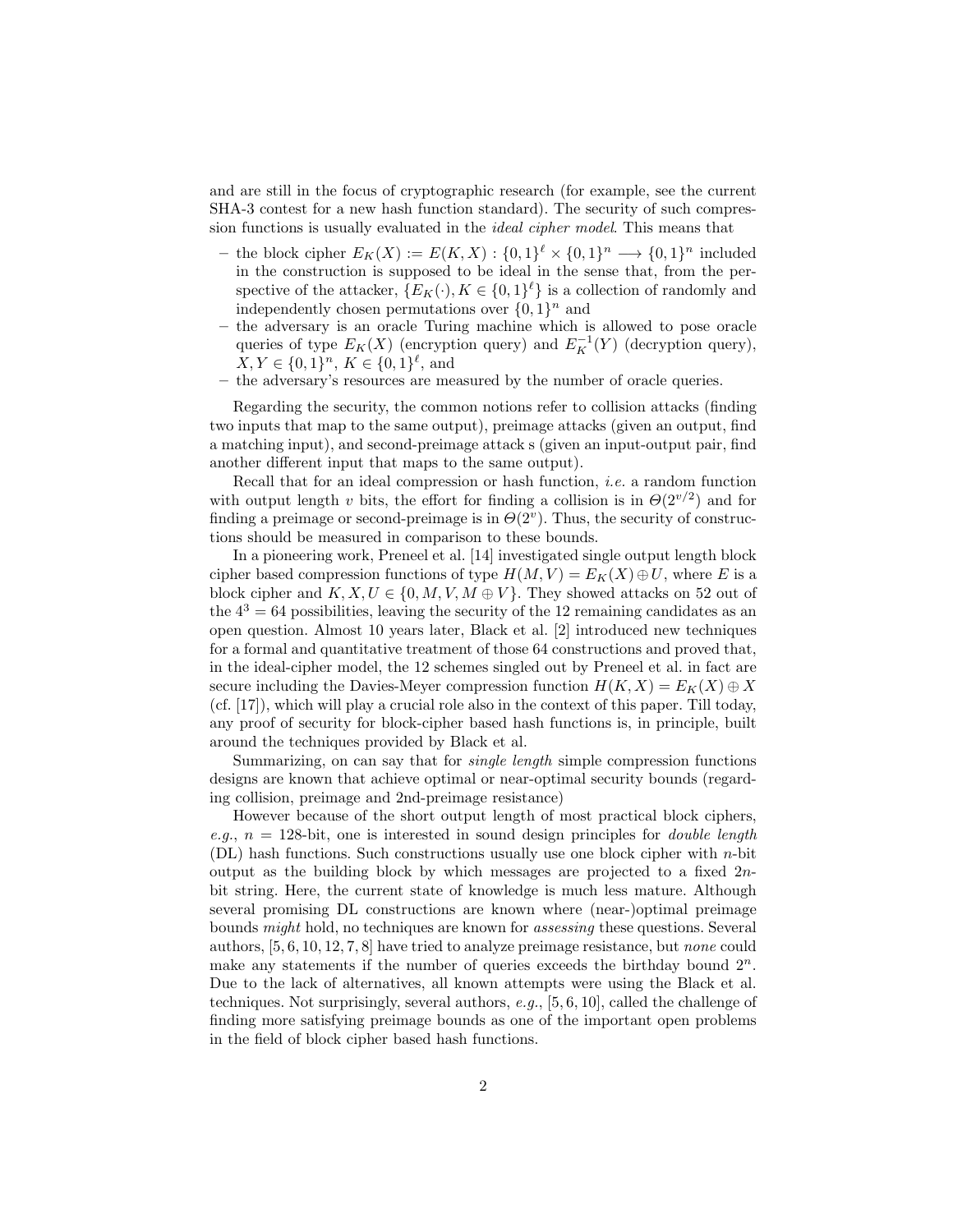and are still in the focus of cryptographic research (for example, see the current SHA-3 contest for a new hash function standard). The security of such compression functions is usually evaluated in the *ideal cipher model*. This means that

- the block cipher $E_K(X) := E(K, X) : \{0,1\}^\ell \times \{0,1\}^n \longrightarrow \{0,1\}^n$ included in the construction is supposed to be ideal in the sense that, from the perspective of the attacker, $\{E_K(\cdot), K \in \{0,1\}^\ell\}$ is a collection of randomly and independently chosen permutations over $\{0,1\}^n$ and
- the adversary is an oracle Turing machine which is allowed to pose oracle queries of type $E_K(X)$ (encryption query) and $E_K^{-1}(Y)$ (decryption query), $X, Y \in \{0,1\}^n$, $K \in \{0,1\}^\ell$, and
- the adversary's resources are measured by the number of oracle queries.

Regarding the security, the common notions refer to collision attacks (finding two inputs that map to the same output), preimage attacks (given an output, find a matching input), and second-preimage attack s (given an input-output pair, find another different input that maps to the same output).

Recall that for an ideal compression or hash function, *i.e.* a random function with output length $v$ bits, the effort for finding a collision is in $\Theta(2^{v/2})$ and for finding a preimage or second-preimage is in $\Theta(2^v)$. Thus, the security of constructions should be measured in comparison to these bounds.

In a pioneering work, Preneel et al. [14] investigated single output length block cipher based compression functions of type $H(M, V) = E_K(X) \oplus U$, where $E$ is a block cipher and $K, X, U \in \{0, M, V, M \oplus V\}$. They showed attacks on 52 out of the $4^3 = 64$ possibilities, leaving the security of the 12 remaining candidates as an open question. Almost 10 years later, Black et al. [2] introduced new techniques for a formal and quantitative treatment of those 64 constructions and proved that, in the ideal-cipher model, the 12 schemes singled out by Preneel et al. in fact are secure including the Davies-Meyer compression function $H(K, X) = E_K(X) \oplus X$ (cf. [17]), which will play a crucial role also in the context of this paper. Till today, any proof of security for block-cipher based hash functions is, in principle, built around the techniques provided by Black et al.

Summarizing, on can say that for *single length* simple compression functions designs are known that achieve optimal or near-optimal security bounds (regarding collision, preimage and 2nd-preimage resistance)

However because of the short output length of most practical block ciphers, *e.g.*, $n = 128$-bit, one is interested in sound design principles for *double length* (DL) hash functions. Such constructions usually use one block cipher with $n$-bit output as the building block by which messages are projected to a fixed $2n$-bit string. Here, the current state of knowledge is much less mature. Although several promising DL constructions are known where (near-)optimal preimage bounds *might* hold, no techniques are known for *assessing* these questions. Several authors, [5, 6, 10, 12, 7, 8] have tried to analyze preimage resistance, but *none* could make any statements if the number of queries exceeds the birthday bound $2^n$. Due to the lack of alternatives, all known attempts were using the Black et al. techniques. Not surprisingly, several authors, *e.g.*, [5, 6, 10], called the challenge of finding more satisfying preimage bounds as one of the important open problems in the field of block cipher based hash functions.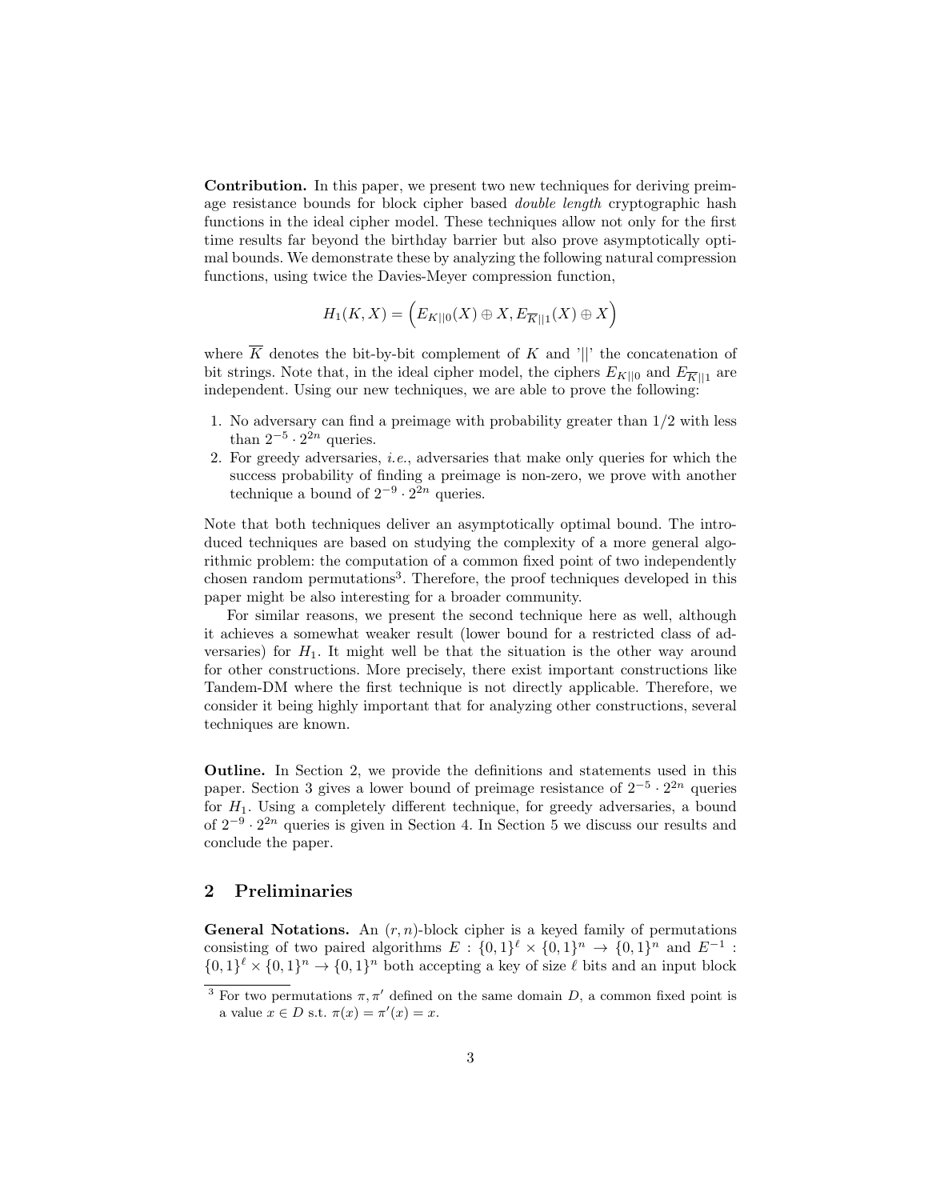**Contribution.** In this paper, we present two new techniques for deriving preimage resistance bounds for block cipher based *double length* cryptographic hash functions in the ideal cipher model. These techniques allow not only for the first time results far beyond the birthday barrier but also prove asymptotically optimal bounds. We demonstrate these by analyzing the following natural compression functions, using twice the Davies-Meyer compression function,

$$H_1(K, X) = \Big(E_{K||0}(X) \oplus X, E_{\overline{K}||1}(X) \oplus X\Big)$$

where $\overline{K}$ denotes the bit-by-bit complement of $K$ and '$||$' the concatenation of bit strings. Note that, in the ideal cipher model, the ciphers $E_{K||0}$ and $E_{\overline{K}||1}$ are independent. Using our new techniques, we are able to prove the following:

1. No adversary can find a preimage with probability greater than 1/2 with less than $2^{-5} \cdot 2^{2n}$ queries.
2. For greedy adversaries, *i.e.*, adversaries that make only queries for which the success probability of finding a preimage is non-zero, we prove with another technique a bound of $2^{-9} \cdot 2^{2n}$ queries.

Note that both techniques deliver an asymptotically optimal bound. The introduced techniques are based on studying the complexity of a more general algorithmic problem: the computation of a common fixed point of two independently chosen random permutations[3]. Therefore, the proof techniques developed in this paper might be also interesting for a broader community.

For similar reasons, we present the second technique here as well, although it achieves a somewhat weaker result (lower bound for a restricted class of adversaries) for $H_1$. It might well be that the situation is the other way around for other constructions. More precisely, there exist important constructions like Tandem-DM where the first technique is not directly applicable. Therefore, we consider it being highly important that for analyzing other constructions, several techniques are known.

**Outline.** In Section 2, we provide the definitions and statements used in this paper. Section 3 gives a lower bound of preimage resistance of $2^{-5} \cdot 2^{2n}$ queries for $H_1$. Using a completely different technique, for greedy adversaries, a bound of $2^{-9} \cdot 2^{2n}$ queries is given in Section 4. In Section 5 we discuss our results and conclude the paper.

## 2 Preliminaries

**General Notations.** An $(r, n)$-block cipher is a keyed family of permutations consisting of two paired algorithms $E : \{0,1\}^\ell \times \{0,1\}^n \to \{0,1\}^n$ and $E^{-1} : \{0,1\}^\ell \times \{0,1\}^n \to \{0,1\}^n$ both accepting a key of size $\ell$ bits and an input block

[3] For two permutations $\pi, \pi'$ defined on the same domain $D$, a common fixed point is a value $x \in D$ s.t. $\pi(x) = \pi'(x) = x$.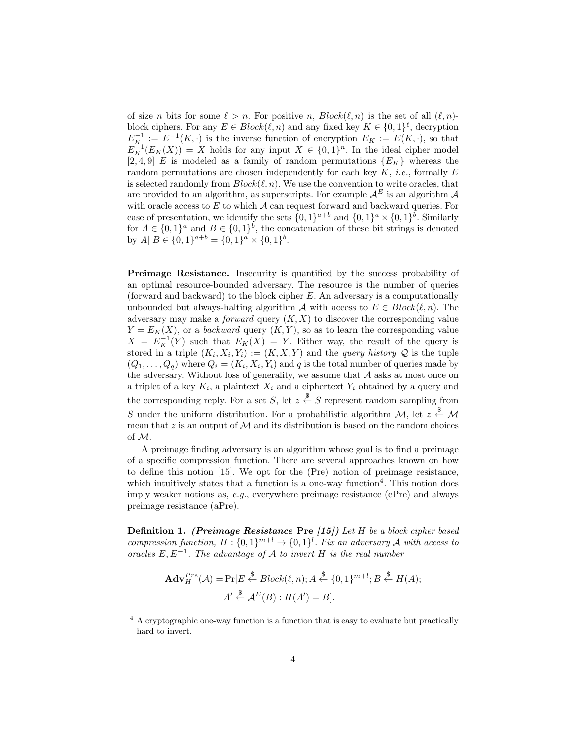of size $n$ bits for some $\ell > n$. For positive $n$, $Block(\ell, n)$ is the set of all $(\ell, n)$-block ciphers. For any $E \in Block(\ell, n)$ and any fixed key $K \in \{0,1\}^\ell$, decryption $E_K^{-1} := E^{-1}(K, \cdot)$ is the inverse function of encryption $E_K := E(K, \cdot)$, so that $E_K^{-1}(E_K(X)) = X$ holds for any input $X \in \{0,1\}^n$. In the ideal cipher model [2, 4, 9] $E$ is modeled as a family of random permutations $\{E_K\}$ whereas the random permutations are chosen independently for each key $K$, *i.e.*, formally $E$ is selected randomly from $Block(\ell, n)$. We use the convention to write oracles, that are provided to an algorithm, as superscripts. For example $\mathcal{A}^E$ is an algorithm $\mathcal{A}$ with oracle access to $E$ to which $\mathcal{A}$ can request forward and backward queries. For ease of presentation, we identify the sets $\{0,1\}^{a+b}$ and $\{0,1\}^a \times \{0,1\}^b$. Similarly for $A \in \{0,1\}^a$ and $B \in \{0,1\}^b$, the concatenation of these bit strings is denoted by $A||B \in \{0,1\}^{a+b} = \{0,1\}^a \times \{0,1\}^b$.

**Preimage Resistance.** Insecurity is quantified by the success probability of an optimal resource-bounded adversary. The resource is the number of queries (forward and backward) to the block cipher $E$. An adversary is a computationally unbounded but always-halting algorithm $\mathcal{A}$ with access to $E \in Block(\ell, n)$. The adversary may make a *forward* query $(K, X)$ to discover the corresponding value $Y = E_K(X)$, or a *backward* query $(K, Y)$, so as to learn the corresponding value $X = E_K^{-1}(Y)$ such that $E_K(X) = Y$. Either way, the result of the query is stored in a triple $(K_i, X_i, Y_i) := (K, X, Y)$ and the *query history* $\mathcal{Q}$ is the tuple $(Q_1, \ldots, Q_q)$ where $Q_i = (K_i, X_i, Y_i)$ and $q$ is the total number of queries made by the adversary. Without loss of generality, we assume that $\mathcal{A}$ asks at most once on a triplet of a key $K_i$, a plaintext $X_i$ and a ciphertext $Y_i$ obtained by a query and the corresponding reply. For a set $S$, let $z \xleftarrow{\$} S$ represent random sampling from $S$ under the uniform distribution. For a probabilistic algorithm $\mathcal{M}$, let $z \xleftarrow{\$} \mathcal{M}$ mean that $z$ is an output of $\mathcal{M}$ and its distribution is based on the random choices of $\mathcal{M}$.

A preimage finding adversary is an algorithm whose goal is to find a preimage of a specific compression function. There are several approaches known on how to define this notion [15]. We opt for the (Pre) notion of preimage resistance, which intuitively states that a function is a one-way function[4]. This notion does imply weaker notions as, *e.g.*, everywhere preimage resistance (ePre) and always preimage resistance (aPre).

**Definition 1.** ***(Preimage Resistance*** **Pre** ***[15])*** *Let $H$ be a block cipher based compression function, $H : \{0,1\}^{m+l} \to \{0,1\}^l$. Fix an adversary $\mathcal{A}$ with access to oracles $E, E^{-1}$. The advantage of $\mathcal{A}$ to invert $H$ is the real number*

$$\begin{aligned}\mathbf{Adv}_H^{Pre}(\mathcal{A}) = \Pr[&E \xleftarrow{\$} Block(\ell, n); A \xleftarrow{\$} \{0,1\}^{m+l}; B \xleftarrow{\$} H(A);\\ &A' \xleftarrow{\$} \mathcal{A}^E(B) : H(A') = B].\end{aligned}$$

[4] A cryptographic one-way function is a function that is easy to evaluate but practically hard to invert.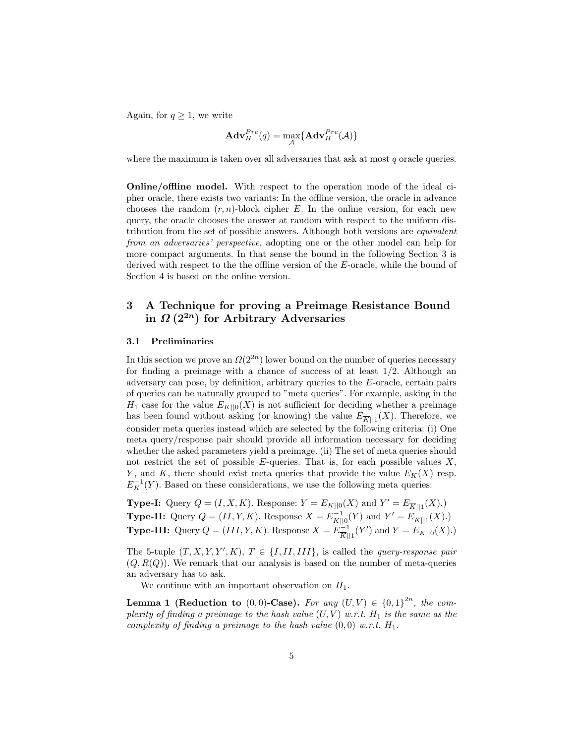Again, for $q \geq 1$, we write

$$\mathbf{Adv}_H^{Pre}(q) = \max_{\mathcal{A}}\{\mathbf{Adv}_H^{Pre}(\mathcal{A})\}$$

where the maximum is taken over all adversaries that ask at most $q$ oracle queries.

**Online/offline model.** With respect to the operation mode of the ideal cipher oracle, there exists two variants: In the offline version, the oracle in advance chooses the random $(r, n)$-block cipher $E$. In the online version, for each new query, the oracle chooses the answer at random with respect to the uniform distribution from the set of possible answers. Although both versions are *equivalent from an adversaries' perspective*, adopting one or the other model can help for more compact arguments. In that sense the bound in the following Section 3 is derived with respect to the the offline version of the $E$-oracle, while the bound of Section 4 is based on the online version.

## 3 A Technique for proving a Preimage Resistance Bound in $\Omega\left(2^{2n}\right)$ for Arbitrary Adversaries

### 3.1 Preliminaries

In this section we prove an $\Omega(2^{2n})$ lower bound on the number of queries necessary for finding a preimage with a chance of success of at least 1/2. Although an adversary can pose, by definition, arbitrary queries to the $E$-oracle, certain pairs of queries can be naturally grouped to "meta queries". For example, asking in the $H_1$ case for the value $E_{K||0}(X)$ is not sufficient for deciding whether a preimage has been found without asking (or knowing) the value $E_{\overline{K}||1}(X)$. Therefore, we consider meta queries instead which are selected by the following criteria: (i) One meta query/response pair should provide all information necessary for deciding whether the asked parameters yield a preimage. (ii) The set of meta queries should not restrict the set of possible $E$-queries. That is, for each possible values $X$, $Y$, and $K$, there should exist meta queries that provide the value $E_K(X)$ resp. $E_K^{-1}(Y)$. Based on these considerations, we use the following meta queries:

**Type-I:** Query $Q = (I, X, K)$. Response: $Y = E_{K||0}(X)$ and $Y' = E_{\overline{K}||1}(X)$.)
**Type-II:** Query $Q = (II, Y, K)$. Response $X = E_{K||0}^{-1}(Y)$ and $Y' = E_{\overline{K}||1}(X)$.)
**Type-III:** Query $Q = (III, Y, K)$. Response $X = E_{\overline{K}||1}^{-1}(Y')$ and $Y = E_{K||0}(X)$.)

The 5-tuple $(T, X, Y, Y', K)$, $T \in \{I, II, III\}$, is called the *query-response pair* $(Q, R(Q))$. We remark that our analysis is based on the number of meta-queries an adversary has to ask.

We continue with an important observation on $H_1$.

**Lemma 1 (Reduction to $(0, 0)$-Case).** *For any $(U, V) \in \{0, 1\}^{2n}$, the complexity of finding a preimage to the hash value $(U, V)$ w.r.t. $H_1$ is the same as the complexity of finding a preimage to the hash value $(0, 0)$ w.r.t. $H_1$.*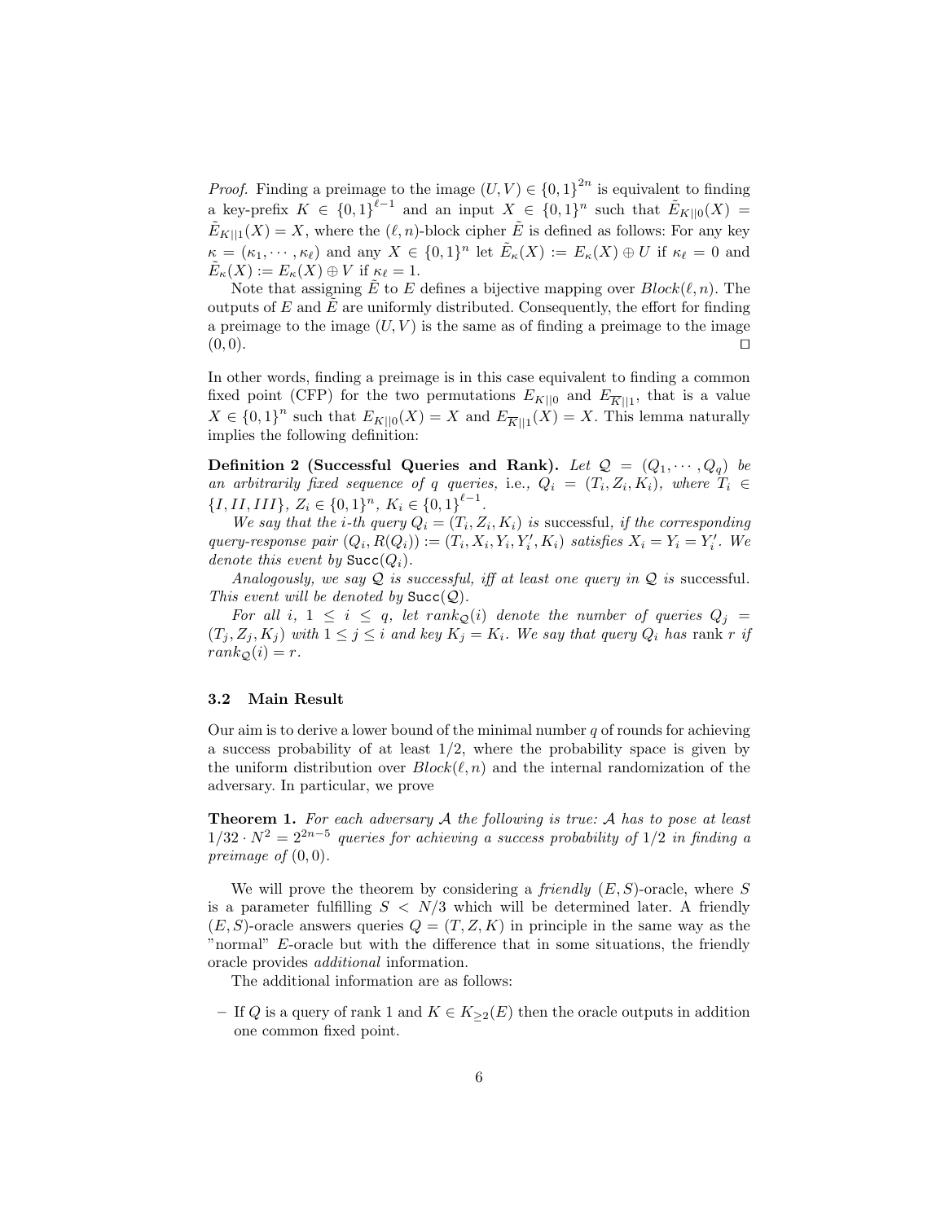*Proof.* Finding a preimage to the image $(U, V) \in \{0,1\}^{2n}$ is equivalent to finding a key-prefix $K \in \{0,1\}^{\ell-1}$ and an input $X \in \{0,1\}^n$ such that $\tilde{E}_{K||0}(X) = \tilde{E}_{K||1}(X) = X$, where the $(\ell, n)$-block cipher $\tilde{E}$ is defined as follows: For any key $\kappa = (\kappa_1, \cdots, \kappa_\ell)$ and any $X \in \{0,1\}^n$ let $\tilde{E}_\kappa(X) := E_\kappa(X) \oplus U$ if $\kappa_\ell = 0$ and $\tilde{E}_\kappa(X) := E_\kappa(X) \oplus V$ if $\kappa_\ell = 1$.

Note that assigning $\tilde{E}$ to $E$ defines a bijective mapping over $Block(\ell, n)$. The outputs of $E$ and $\tilde{E}$ are uniformly distributed. Consequently, the effort for finding a preimage to the image $(U, V)$ is the same as of finding a preimage to the image $(0, 0)$. □

In other words, finding a preimage is in this case equivalent to finding a common fixed point (CFP) for the two permutations $E_{K||0}$ and $E_{\overline{K}||1}$, that is a value $X \in \{0,1\}^n$ such that $E_{K||0}(X) = X$ and $E_{\overline{K}||1}(X) = X$. This lemma naturally implies the following definition:

**Definition 2 (Successful Queries and Rank).** *Let $\mathcal{Q} = (Q_1, \cdots, Q_q)$ be an arbitrarily fixed sequence of $q$ queries, i.e., $Q_i = (T_i, Z_i, K_i)$, where $T_i \in \{I, II, III\}$, $Z_i \in \{0,1\}^n$, $K_i \in \{0,1\}^{\ell-1}$.*

*We say that the $i$-th query $Q_i = (T_i, Z_i, K_i)$ is* successful*, if the corresponding query-response pair $(Q_i, R(Q_i)) := (T_i, X_i, Y_i, Y_i', K_i)$ satisfies $X_i = Y_i = Y_i'$. We denote this event by $\texttt{Succ}(Q_i)$.*

*Analogously, we say $\mathcal{Q}$ is successful, iff at least one query in $\mathcal{Q}$ is* successful*. This event will be denoted by $\texttt{Succ}(\mathcal{Q})$.*

*For all $i$, $1 \leq i \leq q$, let $rank_{\mathcal{Q}}(i)$ denote the number of queries $Q_j = (T_j, Z_j, K_j)$ with $1 \leq j \leq i$ and key $K_j = K_i$. We say that query $Q_i$ has* rank $r$ *if $rank_{\mathcal{Q}}(i) = r$.*

### 3.2 Main Result

Our aim is to derive a lower bound of the minimal number $q$ of rounds for achieving a success probability of at least $1/2$, where the probability space is given by the uniform distribution over $Block(\ell, n)$ and the internal randomization of the adversary. In particular, we prove

**Theorem 1.** *For each adversary $\mathcal{A}$ the following is true: $\mathcal{A}$ has to pose at least $1/32 \cdot N^2 = 2^{2n-5}$ queries for achieving a success probability of $1/2$ in finding a preimage of $(0, 0)$.*

We will prove the theorem by considering a *friendly* $(E, S)$-oracle, where $S$ is a parameter fulfilling $S < N/3$ which will be determined later. A friendly $(E, S)$-oracle answers queries $Q = (T, Z, K)$ in principle in the same way as the "normal" $E$-oracle but with the difference that in some situations, the friendly oracle provides *additional* information.

The additional information are as follows:

– If $Q$ is a query of rank 1 and $K \in K_{\geq 2}(E)$ then the oracle outputs in addition one common fixed point.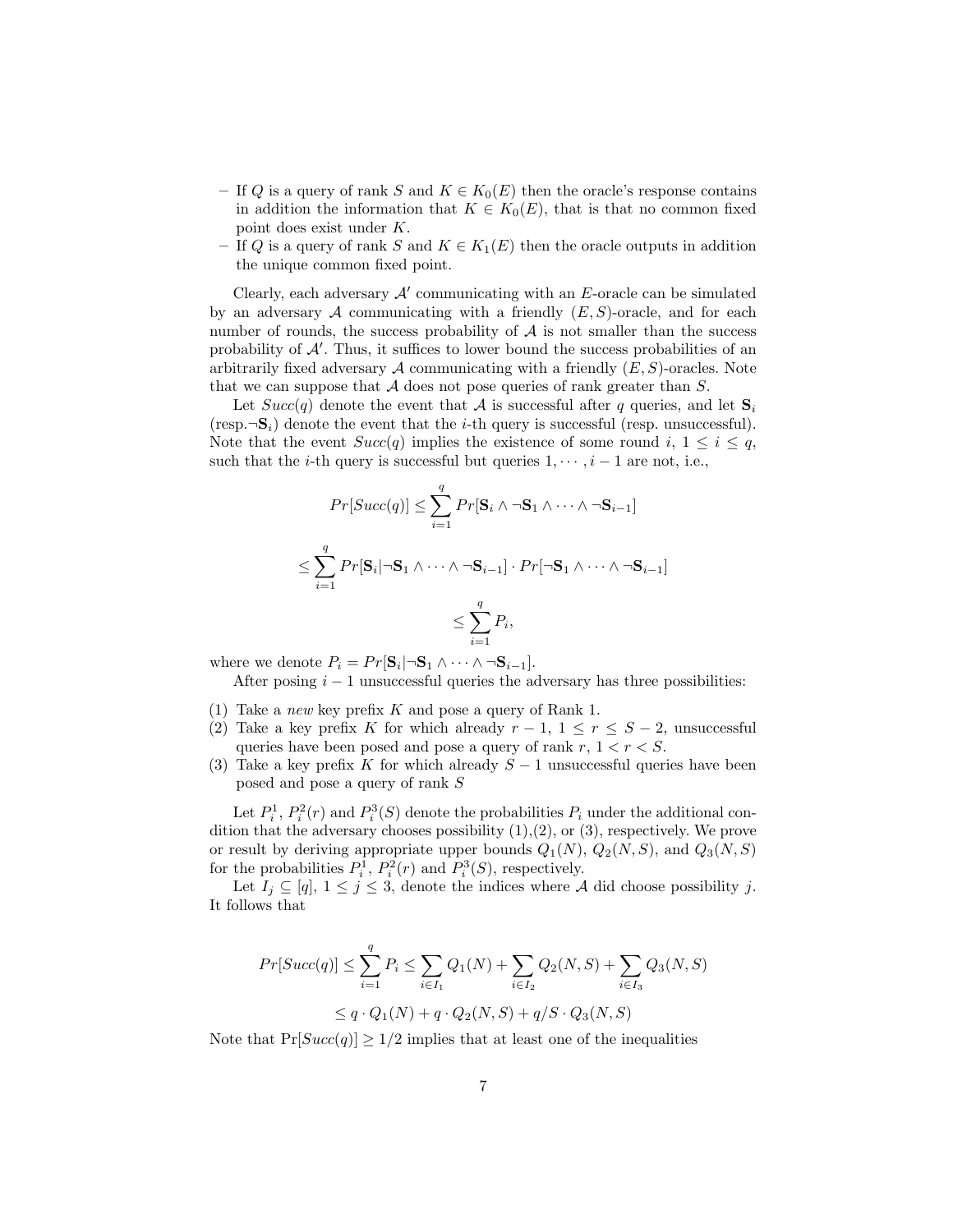- If $Q$ is a query of rank $S$ and $K \in K_0(E)$ then the oracle's response contains in addition the information that $K \in K_0(E)$, that is that no common fixed point does exist under $K$.
- If $Q$ is a query of rank $S$ and $K \in K_1(E)$ then the oracle outputs in addition the unique common fixed point.

Clearly, each adversary $\mathcal{A}'$ communicating with an $E$-oracle can be simulated by an adversary $\mathcal{A}$ communicating with a friendly $(E, S)$-oracle, and for each number of rounds, the success probability of $\mathcal{A}$ is not smaller than the success probability of $\mathcal{A}'$. Thus, it suffices to lower bound the success probabilities of an arbitrarily fixed adversary $\mathcal{A}$ communicating with a friendly $(E, S)$-oracles. Note that we can suppose that $\mathcal{A}$ does not pose queries of rank greater than $S$.

Let $Succ(q)$ denote the event that $\mathcal{A}$ is successful after $q$ queries, and let $\mathbf{S}_i$ (resp.$\neg\mathbf{S}_i$) denote the event that the $i$-th query is successful (resp. unsuccessful). Note that the event $Succ(q)$ implies the existence of some round $i$, $1 \leq i \leq q$, such that the $i$-th query is successful but queries $1, \cdots, i-1$ are not, i.e.,

$$Pr[Succ(q)] \leq \sum_{i=1}^{q} Pr[\mathbf{S}_i \wedge \neg\mathbf{S}_1 \wedge \cdots \wedge \neg\mathbf{S}_{i-1}]$$

$$\leq \sum_{i=1}^{q} Pr[\mathbf{S}_i | \neg\mathbf{S}_1 \wedge \cdots \wedge \neg\mathbf{S}_{i-1}] \cdot Pr[\neg\mathbf{S}_1 \wedge \cdots \wedge \neg\mathbf{S}_{i-1}]$$

$$\leq \sum_{i=1}^{q} P_i,$$

where we denote $P_i = Pr[\mathbf{S}_i | \neg\mathbf{S}_1 \wedge \cdots \wedge \neg\mathbf{S}_{i-1}]$.

After posing $i-1$ unsuccessful queries the adversary has three possibilities:

(1) Take a *new* key prefix $K$ and pose a query of Rank 1.
(2) Take a key prefix $K$ for which already $r-1$, $1 \leq r \leq S-2$, unsuccessful queries have been posed and pose a query of rank $r$, $1 < r < S$.
(3) Take a key prefix $K$ for which already $S-1$ unsuccessful queries have been posed and pose a query of rank $S$

Let $P_i^1$, $P_i^2(r)$ and $P_i^3(S)$ denote the probabilities $P_i$ under the additional condition that the adversary chooses possibility (1),(2), or (3), respectively. We prove or result by deriving appropriate upper bounds $Q_1(N)$, $Q_2(N, S)$, and $Q_3(N, S)$ for the probabilities $P_i^1$, $P_i^2(r)$ and $P_i^3(S)$, respectively.

Let $I_j \subseteq [q]$, $1 \leq j \leq 3$, denote the indices where $\mathcal{A}$ did choose possibility $j$. It follows that

$$Pr[Succ(q)] \leq \sum_{i=1}^{q} P_i \leq \sum_{i \in I_1} Q_1(N) + \sum_{i \in I_2} Q_2(N, S) + \sum_{i \in I_3} Q_3(N, S)$$

$$\leq q \cdot Q_1(N) + q \cdot Q_2(N, S) + q/S \cdot Q_3(N, S)$$

Note that $\Pr[Succ(q)] \geq 1/2$ implies that at least one of the inequalities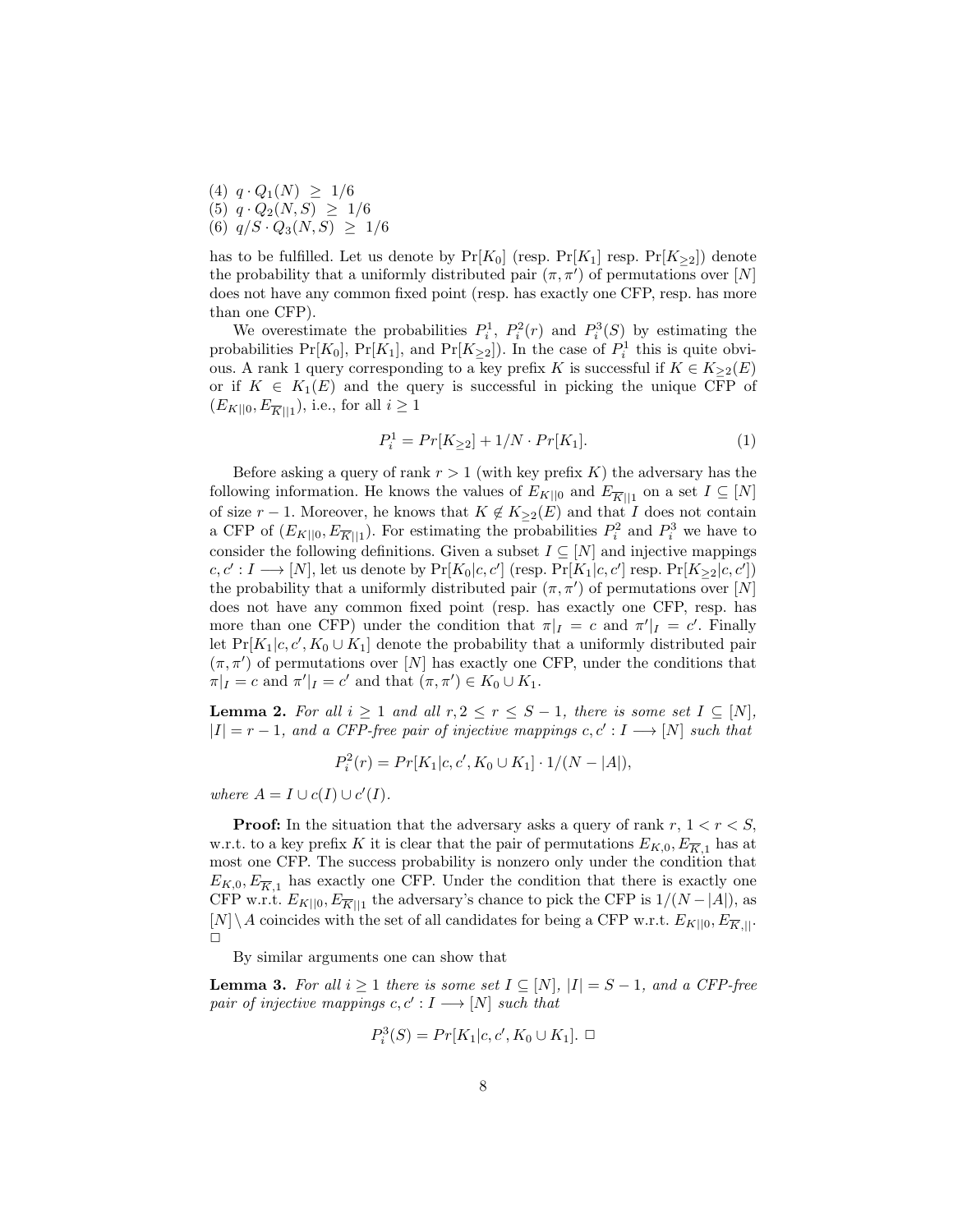(4) $q \cdot Q_1(N) \ \geq \ 1/6$
(5) $q \cdot Q_2(N, S) \ \geq \ 1/6$
(6) $q/S \cdot Q_3(N, S) \ \geq \ 1/6$

has to be fulfilled. Let us denote by $\Pr[K_0]$ (resp. $\Pr[K_1]$ resp. $\Pr[K_{\geq 2}]$) denote the probability that a uniformly distributed pair $(\pi, \pi')$ of permutations over $[N]$ does not have any common fixed point (resp. has exactly one CFP, resp. has more than one CFP).

We overestimate the probabilities $P_i^1$, $P_i^2(r)$ and $P_i^3(S)$ by estimating the probabilities $\Pr[K_0]$, $\Pr[K_1]$, and $\Pr[K_{\geq 2}]$). In the case of $P_i^1$ this is quite obvious. A rank 1 query corresponding to a key prefix $K$ is successful if $K \in K_{\geq 2}(E)$ or if $K \in K_1(E)$ and the query is successful in picking the unique CFP of $(E_{K||0}, E_{\overline{K}||1})$, i.e., for all $i \geq 1$

$$P_i^1 = Pr[K_{\geq 2}] + 1/N \cdot Pr[K_1]. \tag{1}$$

Before asking a query of rank $r > 1$ (with key prefix $K$) the adversary has the following information. He knows the values of $E_{K||0}$ and $E_{\overline{K}||1}$ on a set $I \subseteq [N]$ of size $r - 1$. Moreover, he knows that $K \notin K_{\geq 2}(E)$ and that $I$ does not contain a CFP of $(E_{K||0}, E_{\overline{K}||1})$. For estimating the probabilities $P_i^2$ and $P_i^3$ we have to consider the following definitions. Given a subset $I \subseteq [N]$ and injective mappings $c, c' : I \longrightarrow [N]$, let us denote by $\Pr[K_0|c, c']$ (resp. $\Pr[K_1|c, c']$ resp. $\Pr[K_{\geq 2}|c, c']$) the probability that a uniformly distributed pair $(\pi, \pi')$ of permutations over $[N]$ does not have any common fixed point (resp. has exactly one CFP, resp. has more than one CFP) under the condition that $\pi|_I = c$ and $\pi'|_I = c'$. Finally let $\Pr[K_1|c, c', K_0 \cup K_1]$ denote the probability that a uniformly distributed pair $(\pi, \pi')$ of permutations over $[N]$ has exactly one CFP, under the conditions that $\pi|_I = c$ and $\pi'|_I = c'$ and that $(\pi, \pi') \in K_0 \cup K_1$.

**Lemma 2.** *For all $i \geq 1$ and all $r, 2 \leq r \leq S - 1$, there is some set $I \subseteq [N]$, $|I| = r - 1$, and a CFP-free pair of injective mappings $c, c' : I \longrightarrow [N]$ such that*

$$P_i^2(r) = Pr[K_1|c, c', K_0 \cup K_1] \cdot 1/(N - |A|),$$

*where $A = I \cup c(I) \cup c'(I)$.*

**Proof:** In the situation that the adversary asks a query of rank $r$, $1 < r < S$, w.r.t. to a key prefix $K$ it is clear that the pair of permutations $E_{K,0}, E_{\overline{K},1}$ has at most one CFP. The success probability is nonzero only under the condition that $E_{K,0}, E_{\overline{K},1}$ has exactly one CFP. Under the condition that there is exactly one CFP w.r.t. $E_{K||0}, E_{\overline{K}||1}$ the adversary's chance to pick the CFP is $1/(N - |A|)$, as $[N] \setminus A$ coincides with the set of all candidates for being a CFP w.r.t. $E_{K||0}, E_{\overline{K},||}$. □

By similar arguments one can show that

**Lemma 3.** *For all $i \geq 1$ there is some set $I \subseteq [N]$, $|I| = S - 1$, and a CFP-free pair of injective mappings $c, c' : I \longrightarrow [N]$ such that*

$$P_i^3(S) = Pr[K_1|c, c', K_0 \cup K_1]. \ \square$$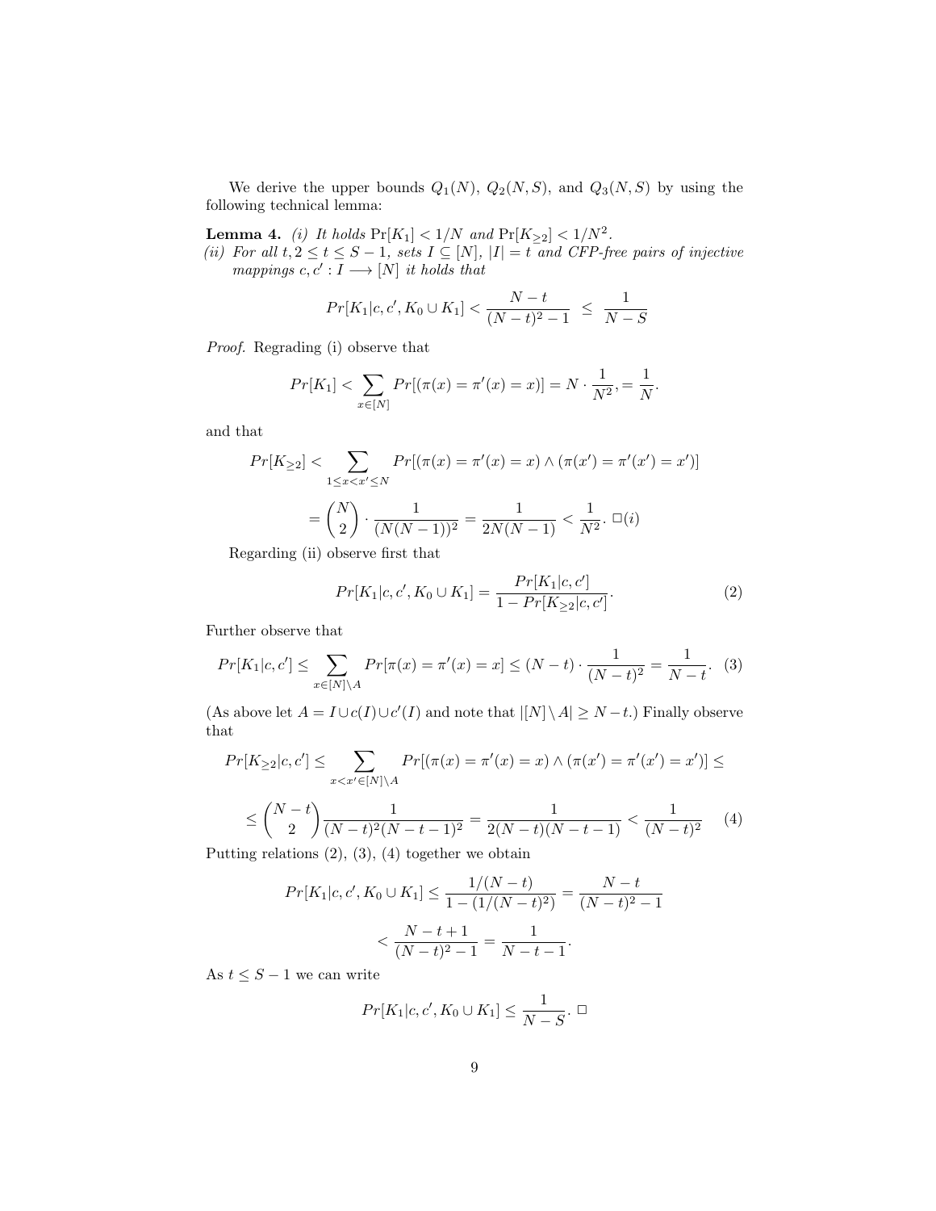We derive the upper bounds $Q_1(N)$, $Q_2(N, S)$, and $Q_3(N, S)$ by using the following technical lemma:

**Lemma 4.** *(i) It holds* $\Pr[K_1] < 1/N$ *and* $\Pr[K_{\geq 2}] < 1/N^2$.
*(ii) For all* $t, 2 \leq t \leq S-1$*, sets* $I \subseteq [N]$*,* $|I| = t$ *and CFP-free pairs of injective mappings* $c, c' : I \longrightarrow [N]$ *it holds that*

$$Pr[K_1 | c, c', K_0 \cup K_1] < \frac{N-t}{(N-t)^2 - 1} \;\leq\; \frac{1}{N-S}$$

*Proof.* Regrading (i) observe that

$$Pr[K_1] < \sum_{x \in [N]} Pr[(\pi(x) = \pi'(x) = x)] = N \cdot \frac{1}{N^2}, = \frac{1}{N}.$$

and that

$$Pr[K_{\geq 2}] < \sum_{1 \leq x < x' \leq N} Pr[(\pi(x) = \pi'(x) = x) \wedge (\pi(x') = \pi'(x') = x')]$$

$$= \binom{N}{2} \cdot \frac{1}{(N(N-1))^2} = \frac{1}{2N(N-1)} < \frac{1}{N^2}. \;\square(i)$$

Regarding (ii) observe first that

$$Pr[K_1 | c, c', K_0 \cup K_1] = \frac{Pr[K_1 | c, c']}{1 - Pr[K_{\geq 2} | c, c']}. \tag{2}$$

Further observe that

$$Pr[K_1 | c, c'] \leq \sum_{x \in [N] \setminus A} Pr[\pi(x) = \pi'(x) = x] \leq (N-t) \cdot \frac{1}{(N-t)^2} = \frac{1}{N-t}. \tag{3}$$

(As above let $A = I \cup c(I) \cup c'(I)$ and note that $|[N] \setminus A| \geq N - t$.) Finally observe that

$$Pr[K_{\geq 2} | c, c'] \leq \sum_{x < x' \in [N] \setminus A} Pr[(\pi(x) = \pi'(x) = x) \wedge (\pi(x') = \pi'(x') = x')] \leq$$

$$\leq \binom{N-t}{2} \frac{1}{(N-t)^2 (N-t-1)^2} = \frac{1}{2(N-t)(N-t-1)} < \frac{1}{(N-t)^2} \tag{4}$$

Putting relations (2), (3), (4) together we obtain

$$Pr[K_1 | c, c', K_0 \cup K_1] \leq \frac{1/(N-t)}{1 - (1/(N-t)^2)} = \frac{N-t}{(N-t)^2 - 1}$$

$$< \frac{N-t+1}{(N-t)^2 - 1} = \frac{1}{N-t-1}.$$

As $t \leq S - 1$ we can write

$$Pr[K_1 | c, c', K_0 \cup K_1] \leq \frac{1}{N-S}. \;\square$$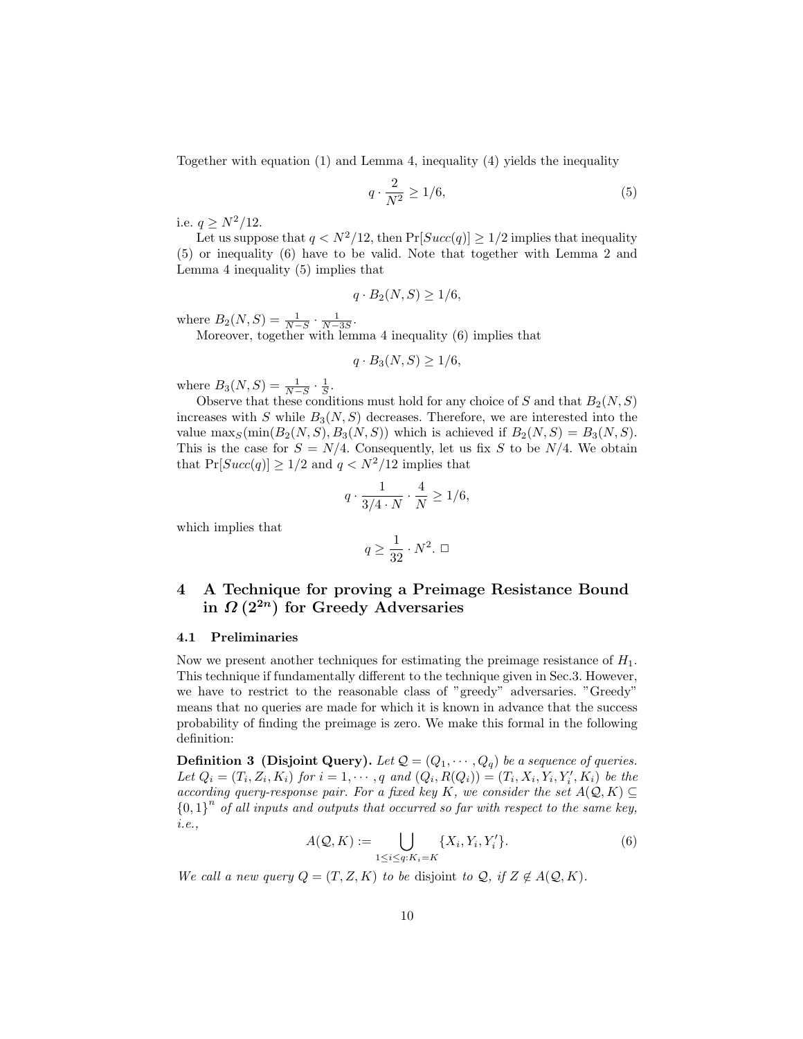Together with equation (1) and Lemma 4, inequality (4) yields the inequality

$$q \cdot \frac{2}{N^2} \geq 1/6, \tag{5}$$

i.e. $q \geq N^2/12$.

Let us suppose that $q < N^2/12$, then $\Pr[Succ(q)] \geq 1/2$ implies that inequality (5) or inequality (6) have to be valid. Note that together with Lemma 2 and Lemma 4 inequality (5) implies that

$$q \cdot B_2(N, S) \geq 1/6,$$

where $B_2(N, S) = \frac{1}{N-S} \cdot \frac{1}{N-3S}$.

Moreover, together with lemma 4 inequality (6) implies that

$$q \cdot B_3(N, S) \geq 1/6,$$

where $B_3(N, S) = \frac{1}{N-S} \cdot \frac{1}{S}$.

Observe that these conditions must hold for any choice of $S$ and that $B_2(N, S)$ increases with $S$ while $B_3(N, S)$ decreases. Therefore, we are interested into the value $\max_S(\min(B_2(N, S), B_3(N, S))$ which is achieved if $B_2(N, S) = B_3(N, S)$. This is the case for $S = N/4$. Consequently, let us fix $S$ to be $N/4$. We obtain that $\Pr[Succ(q)] \geq 1/2$ and $q < N^2/12$ implies that

$$q \cdot \frac{1}{3/4 \cdot N} \cdot \frac{4}{N} \geq 1/6,$$

which implies that

$$q \geq \frac{1}{32} \cdot N^2. \ \square$$

## 4 A Technique for proving a Preimage Resistance Bound in $\Omega\left(2^{2n}\right)$ for Greedy Adversaries

### 4.1 Preliminaries

Now we present another techniques for estimating the preimage resistance of $H_1$. This technique if fundamentally different to the technique given in Sec.3. However, we have to restrict to the reasonable class of "greedy" adversaries. "Greedy" means that no queries are made for which it is known in advance that the success probability of finding the preimage is zero. We make this formal in the following definition:

**Definition 3 (Disjoint Query).** *Let $\mathcal{Q} = (Q_1, \cdots, Q_q)$ be a sequence of queries. Let $Q_i = (T_i, Z_i, K_i)$ for $i = 1, \cdots, q$ and $(Q_i, R(Q_i)) = (T_i, X_i, Y_i, Y_i', K_i)$ be the according query-response pair. For a fixed key $K$, we consider the set $A(\mathcal{Q}, K) \subseteq \{0,1\}^n$ of all inputs and outputs that occurred so far with respect to the same key, i.e.,*

$$A(\mathcal{Q}, K) := \bigcup_{1 \leq i \leq q : K_i = K} \{X_i, Y_i, Y_i'\}. \tag{6}$$

*We call a new query $Q = (T, Z, K)$ to be* disjoint *to $\mathcal{Q}$, if $Z \notin A(\mathcal{Q}, K)$.*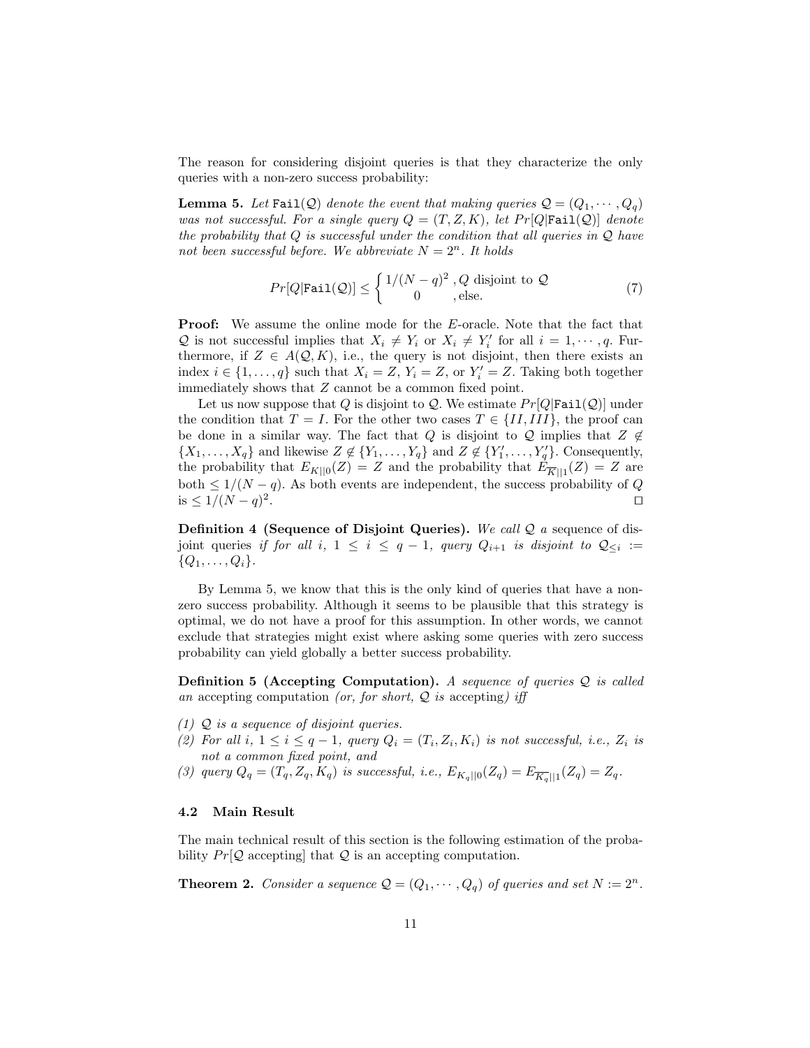The reason for considering disjoint queries is that they characterize the only queries with a non-zero success probability:

**Lemma 5.** *Let* $\texttt{Fail}(\mathcal{Q})$ *denote the event that making queries* $\mathcal{Q} = (Q_1, \cdots, Q_q)$ *was not successful. For a single query* $Q = (T, Z, K)$*, let* $Pr[Q|\texttt{Fail}(\mathcal{Q})]$ *denote the probability that* $Q$ *is successful under the condition that all queries in* $\mathcal{Q}$ *have not been successful before. We abbreviate* $N = 2^n$*. It holds*

$$Pr[Q|\texttt{Fail}(\mathcal{Q})] \leq \begin{cases} 1/(N-q)^2 & , Q \text{ disjoint to } \mathcal{Q} \\ 0 & , \text{else.} \end{cases} \tag{7}$$

**Proof:** We assume the online mode for the $E$-oracle. Note that the fact that $\mathcal{Q}$ is not successful implies that $X_i \neq Y_i$ or $X_i \neq Y'_i$ for all $i = 1, \cdots, q$. Furthermore, if $Z \in A(\mathcal{Q}, K)$, i.e., the query is not disjoint, then there exists an index $i \in \{1, \ldots, q\}$ such that $X_i = Z$, $Y_i = Z$, or $Y'_i = Z$. Taking both together immediately shows that $Z$ cannot be a common fixed point.

Let us now suppose that $Q$ is disjoint to $\mathcal{Q}$. We estimate $Pr[Q|\texttt{Fail}(\mathcal{Q})]$ under the condition that $T = I$. For the other two cases $T \in \{II, III\}$, the proof can be done in a similar way. The fact that $Q$ is disjoint to $\mathcal{Q}$ implies that $Z \notin \{X_1, \ldots, X_q\}$ and likewise $Z \notin \{Y_1, \ldots, Y_q\}$ and $Z \notin \{Y'_1, \ldots, Y'_q\}$. Consequently, the probability that $E_{K||0}(Z) = Z$ and the probability that $E_{\overline{K}||1}(Z) = Z$ are both $\leq 1/(N-q)$. As both events are independent, the success probability of $Q$ is $\leq 1/(N-q)^2$. ◻

**Definition 4 (Sequence of Disjoint Queries).** *We call* $\mathcal{Q}$ *a* sequence of disjoint queries *if for all* $i$*,* $1 \leq i \leq q-1$*, query* $Q_{i+1}$ *is disjoint to* $\mathcal{Q}_{\leq i} := \{Q_1, \ldots, Q_i\}$*.*

By Lemma 5, we know that this is the only kind of queries that have a non-zero success probability. Although it seems to be plausible that this strategy is optimal, we do not have a proof for this assumption. In other words, we cannot exclude that strategies might exist where asking some queries with zero success probability can yield globally a better success probability.

**Definition 5 (Accepting Computation).** *A sequence of queries* $\mathcal{Q}$ *is called an* accepting computation *(or, for short,* $\mathcal{Q}$ *is* accepting*) iff*

*(1)* $\mathcal{Q}$ *is a sequence of disjoint queries.*
*(2) For all* $i$*,* $1 \leq i \leq q-1$*, query* $Q_i = (T_i, Z_i, K_i)$ *is not successful, i.e.,* $Z_i$ *is not a common fixed point, and*
*(3) query* $Q_q = (T_q, Z_q, K_q)$ *is successful, i.e.,* $E_{K_q||0}(Z_q) = E_{\overline{K_q}||1}(Z_q) = Z_q$*.*

### 4.2 Main Result

The main technical result of this section is the following estimation of the probability $Pr[\mathcal{Q} \text{ accepting}]$ that $\mathcal{Q}$ is an accepting computation.

**Theorem 2.** *Consider a sequence* $\mathcal{Q} = (Q_1, \cdots, Q_q)$ *of queries and set* $N := 2^n$*.*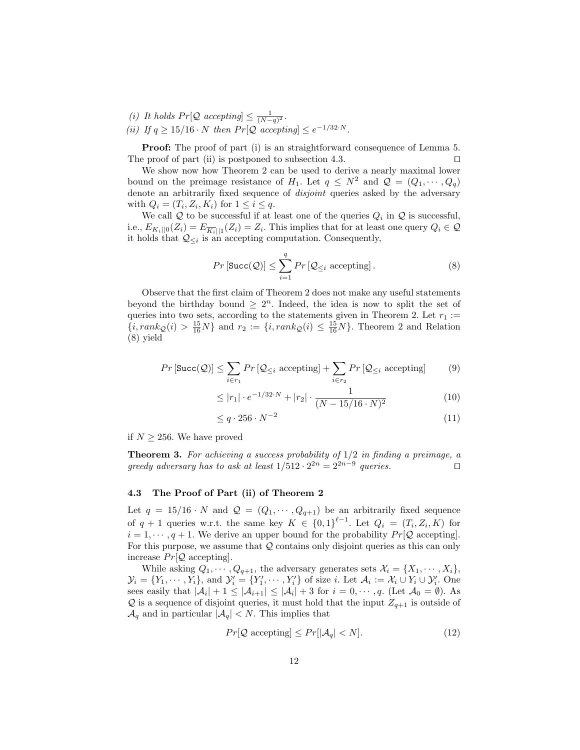*(i) It holds $Pr[\mathcal{Q}$ accepting$] \leq \frac{1}{(N-q)^2}$.*
*(ii) If $q \geq 15/16 \cdot N$ then $Pr[\mathcal{Q}$ accepting$] \leq e^{-1/32 \cdot N}$.*

**Proof:** The proof of part (i) is an straightforward consequence of Lemma 5. The proof of part (ii) is postponed to subsection 4.3. ◻

We show now how Theorem 2 can be used to derive a nearly maximal lower bound on the preimage resistance of $H_1$. Let $q \leq N^2$ and $\mathcal{Q} = (Q_1, \cdots, Q_q)$ denote an arbitrarily fixed sequence of *disjoint* queries asked by the adversary with $Q_i = (T_i, Z_i, K_i)$ for $1 \leq i \leq q$.

We call $\mathcal{Q}$ to be successful if at least one of the queries $Q_i$ in $\mathcal{Q}$ is successful, i.e., $E_{K_i||0}(Z_i) = E_{\overline{K_i}||1}(Z_i) = Z_i$. This implies that for at least one query $Q_i \in \mathcal{Q}$ it holds that $\mathcal{Q}_{\leq i}$ is an accepting computation. Consequently,

$$Pr\left[\texttt{Succ}(\mathcal{Q})\right] \leq \sum_{i=1}^{q} Pr\left[\mathcal{Q}_{\leq i} \text{ accepting}\right]. \tag{8}$$

Observe that the first claim of Theorem 2 does not make any useful statements beyond the birthday bound $\geq 2^n$. Indeed, the idea is now to split the set of queries into two sets, according to the statements given in Theorem 2. Let $r_1 := \{i, rank_{\mathcal{Q}}(i) > \frac{15}{16}N\}$ and $r_2 := \{i, rank_{\mathcal{Q}}(i) \leq \frac{15}{16}N\}$. Theorem 2 and Relation (8) yield

$$Pr\left[\texttt{Succ}(\mathcal{Q})\right] \leq \sum_{i \in r_1} Pr\left[\mathcal{Q}_{\leq i} \text{ accepting}\right] + \sum_{i \in r_2} Pr\left[\mathcal{Q}_{\leq i} \text{ accepting}\right] \tag{9}$$

$$\leq |r_1| \cdot e^{-1/32 \cdot N} + |r_2| \cdot \frac{1}{(N - 15/16 \cdot N)^2} \tag{10}$$

$$\leq q \cdot 256 \cdot N^{-2} \tag{11}$$

if $N \geq 256$. We have proved

**Theorem 3.** *For achieving a success probability of 1/2 in finding a preimage, a greedy adversary has to ask at least $1/512 \cdot 2^{2n} = 2^{2n-9}$ queries.* ◻

### 4.3 The Proof of Part (ii) of Theorem 2

Let $q = 15/16 \cdot N$ and $\mathcal{Q} = (Q_1, \cdots, Q_{q+1})$ be an arbitrarily fixed sequence of $q+1$ queries w.r.t. the same key $K \in \{0,1\}^{\ell-1}$. Let $Q_i = (T_i, Z_i, K)$ for $i = 1, \cdots, q+1$. We derive an upper bound for the probability $Pr[\mathcal{Q}$ accepting$]$. For this purpose, we assume that $\mathcal{Q}$ contains only disjoint queries as this can only increase $Pr[\mathcal{Q}$ accepting$]$.

While asking $Q_1, \cdots, Q_{q+1}$, the adversary generates sets $\mathcal{X}_i = \{X_1, \cdots, X_i\}$, $\mathcal{Y}_i = \{Y_1, \cdots, Y_i\}$, and $\mathcal{Y}'_i = \{Y'_1, \cdots, Y'_i\}$ of size $i$. Let $\mathcal{A}_i := \mathcal{X}_i \cup Y_i \cup \mathcal{Y}'_i$. One sees easily that $|\mathcal{A}_i| + 1 \leq |\mathcal{A}_{i+1}| \leq |\mathcal{A}_i| + 3$ for $i = 0, \cdots, q$. (Let $\mathcal{A}_0 = \emptyset$). As $\mathcal{Q}$ is a sequence of disjoint queries, it must hold that the input $Z_{q+1}$ is outside of $\mathcal{A}_q$ and in particular $|\mathcal{A}_q| < N$. This implies that

$$Pr[\mathcal{Q} \text{ accepting}] \leq Pr[|\mathcal{A}_q| < N]. \tag{12}$$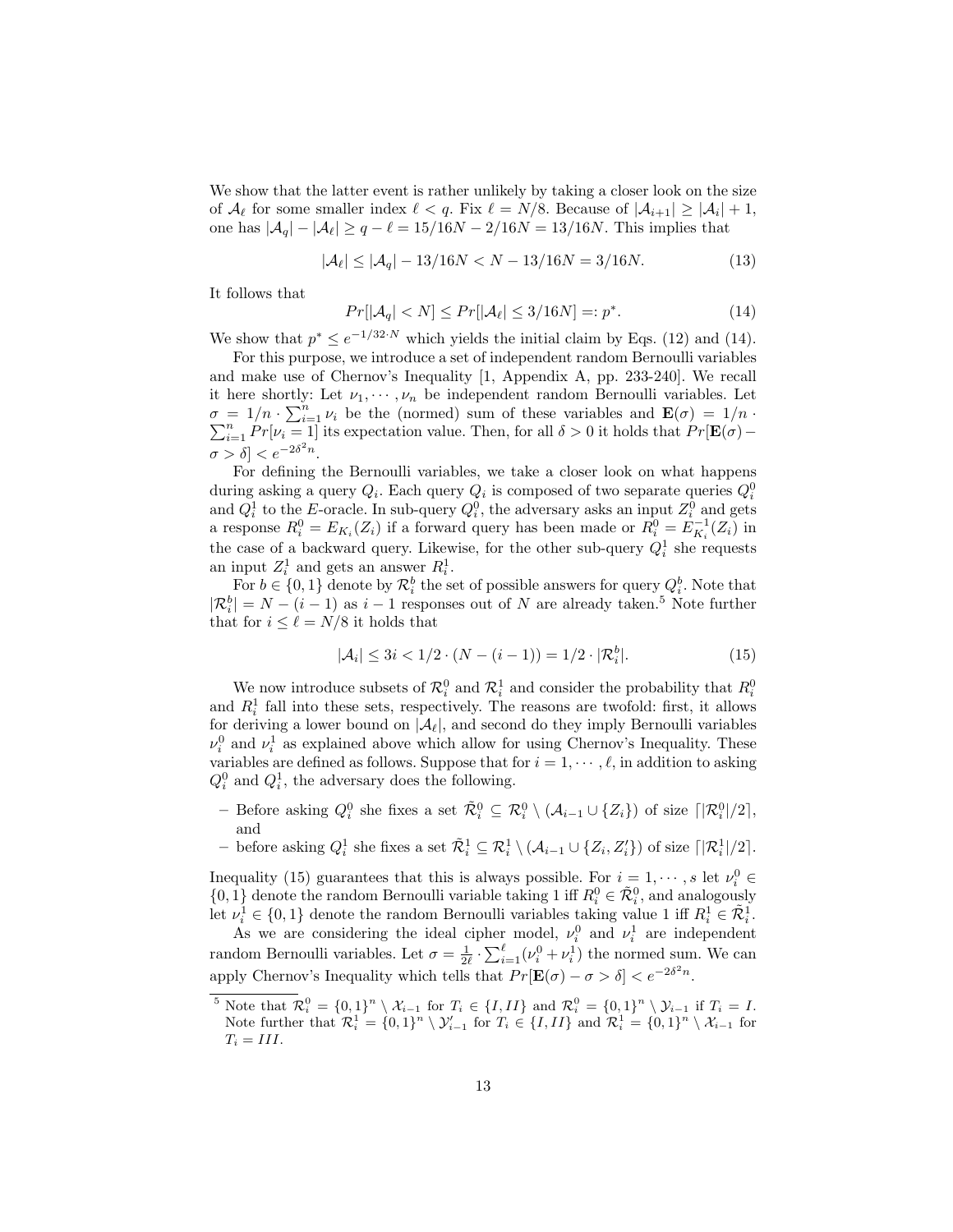We show that the latter event is rather unlikely by taking a closer look on the size of $\mathcal{A}_\ell$ for some smaller index $\ell < q$. Fix $\ell = N/8$. Because of $|\mathcal{A}_{i+1}| \geq |\mathcal{A}_i| + 1$, one has $|\mathcal{A}_q| - |\mathcal{A}_\ell| \geq q - \ell = 15/16N - 2/16N = 13/16N$. This implies that

$$|\mathcal{A}_\ell| \leq |\mathcal{A}_q| - 13/16N < N - 13/16N = 3/16N. \tag{13}$$

It follows that

$$Pr[|\mathcal{A}_q| < N] \leq Pr[|\mathcal{A}_\ell| \leq 3/16N] =: p^*. \tag{14}$$

We show that $p^* \leq e^{-1/32 \cdot N}$ which yields the initial claim by Eqs. (12) and (14).

For this purpose, we introduce a set of independent random Bernoulli variables and make use of Chernov's Inequality [1, Appendix A, pp. 233-240]. We recall it here shortly: Let $\nu_1, \cdots, \nu_n$ be independent random Bernoulli variables. Let $\sigma = 1/n \cdot \sum_{i=1}^{n} \nu_i$ be the (normed) sum of these variables and $\mathbf{E}(\sigma) = 1/n \cdot \sum_{i=1}^{n} Pr[\nu_i = 1]$ its expectation value. Then, for all $\delta > 0$ it holds that $Pr[\mathbf{E}(\sigma) - \sigma > \delta] < e^{-2\delta^2 n}$.

For defining the Bernoulli variables, we take a closer look on what happens during asking a query $Q_i$. Each query $Q_i$ is composed of two separate queries $Q_i^0$ and $Q_i^1$ to the $E$-oracle. In sub-query $Q_i^0$, the adversary asks an input $Z_i^0$ and gets a response $R_i^0 = E_{K_i}(Z_i)$ if a forward query has been made or $R_i^0 = E_{K_i}^{-1}(Z_i)$ in the case of a backward query. Likewise, for the other sub-query $Q_i^1$ she requests an input $Z_i^1$ and gets an answer $R_i^1$.

For $b \in \{0,1\}$ denote by $\mathcal{R}_i^b$ the set of possible answers for query $Q_i^b$. Note that $|\mathcal{R}_i^b| = N - (i-1)$ as $i-1$ responses out of $N$ are already taken.[5] Note further that for $i \leq \ell = N/8$ it holds that

$$|\mathcal{A}_i| \leq 3i < 1/2 \cdot (N - (i-1)) = 1/2 \cdot |\mathcal{R}_i^b|. \tag{15}$$

We now introduce subsets of $\mathcal{R}_i^0$ and $\mathcal{R}_i^1$ and consider the probability that $R_i^0$ and $R_i^1$ fall into these sets, respectively. The reasons are twofold: first, it allows for deriving a lower bound on $|\mathcal{A}_\ell|$, and second do they imply Bernoulli variables $\nu_i^0$ and $\nu_i^1$ as explained above which allow for using Chernov's Inequality. These variables are defined as follows. Suppose that for $i = 1, \cdots, \ell$, in addition to asking $Q_i^0$ and $Q_i^1$, the adversary does the following.

- Before asking $Q_i^0$ she fixes a set $\tilde{\mathcal{R}}_i^0 \subseteq \mathcal{R}_i^0 \setminus (\mathcal{A}_{i-1} \cup \{Z_i\})$ of size $\lceil |\mathcal{R}_i^0|/2 \rceil$, and
- before asking $Q_i^1$ she fixes a set $\tilde{\mathcal{R}}_i^1 \subseteq \mathcal{R}_i^1 \setminus (\mathcal{A}_{i-1} \cup \{Z_i, Z_i'\})$ of size $\lceil |\mathcal{R}_i^1|/2 \rceil$.

Inequality (15) guarantees that this is always possible. For $i = 1, \cdots, s$ let $\nu_i^0 \in \{0,1\}$ denote the random Bernoulli variable taking 1 iff $R_i^0 \in \tilde{\mathcal{R}}_i^0$, and analogously let $\nu_i^1 \in \{0,1\}$ denote the random Bernoulli variables taking value 1 iff $R_i^1 \in \tilde{\mathcal{R}}_i^1$.

As we are considering the ideal cipher model, $\nu_i^0$ and $\nu_i^1$ are independent random Bernoulli variables. Let $\sigma = \frac{1}{2\ell} \cdot \sum_{i=1}^{\ell} (\nu_i^0 + \nu_i^1)$ the normed sum. We can apply Chernov's Inequality which tells that $Pr[\mathbf{E}(\sigma) - \sigma > \delta] < e^{-2\delta^2 n}$.

[5] Note that $\mathcal{R}_i^0 = \{0,1\}^n \setminus \mathcal{X}_{i-1}$ for $T_i \in \{I, II\}$ and $\mathcal{R}_i^0 = \{0,1\}^n \setminus \mathcal{Y}_{i-1}$ if $T_i = I$. Note further that $\mathcal{R}_i^1 = \{0,1\}^n \setminus \mathcal{Y}'_{i-1}$ for $T_i \in \{I, II\}$ and $\mathcal{R}_i^1 = \{0,1\}^n \setminus \mathcal{X}_{i-1}$ for $T_i = III$.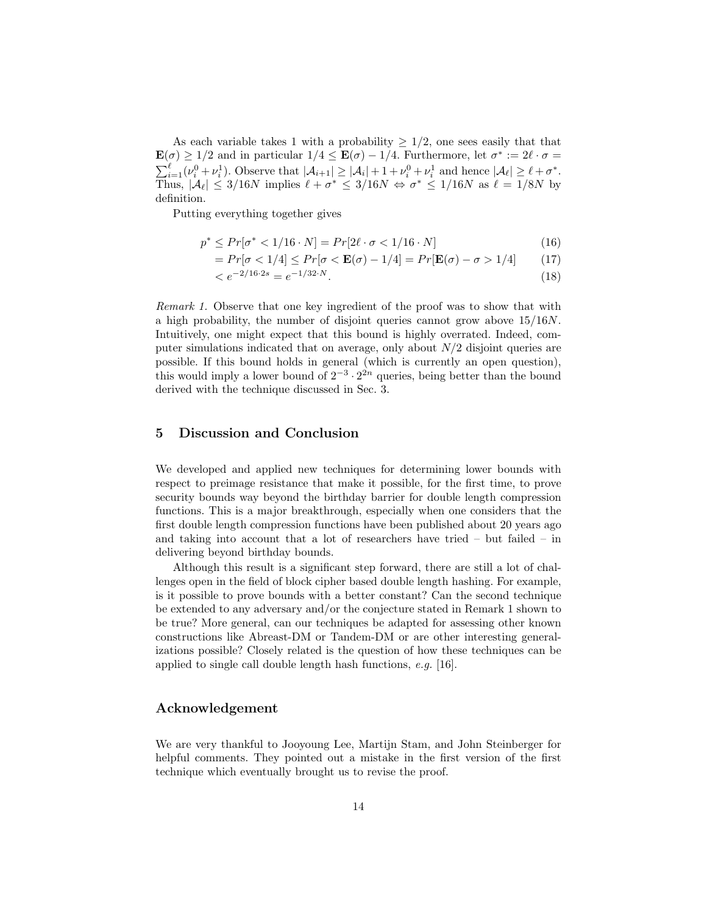As each variable takes 1 with a probability $\geq 1/2$, one sees easily that that $\mathbf{E}(\sigma) \geq 1/2$ and in particular $1/4 \leq \mathbf{E}(\sigma) - 1/4$. Furthermore, let $\sigma^* := 2\ell \cdot \sigma = \sum_{i=1}^{\ell}(\nu_i^0 + \nu_i^1)$. Observe that $|\mathcal{A}_{i+1}| \geq |\mathcal{A}_i| + 1 + \nu_i^0 + \nu_i^1$ and hence $|\mathcal{A}_\ell| \geq \ell + \sigma^*$. Thus, $|\mathcal{A}_\ell| \leq 3/16N$ implies $\ell + \sigma^* \leq 3/16N \Leftrightarrow \sigma^* \leq 1/16N$ as $\ell = 1/8N$ by definition.

Putting everything together gives

$$
\begin{aligned}
p^* &\leq Pr[\sigma^* < 1/16 \cdot N] = Pr[2\ell \cdot \sigma < 1/16 \cdot N] && (16)\\
&= Pr[\sigma < 1/4] \leq Pr[\sigma < \mathbf{E}(\sigma) - 1/4] = Pr[\mathbf{E}(\sigma) - \sigma > 1/4] && (17)\\
&< e^{-2/16 \cdot 2s} = e^{-1/32 \cdot N}. && (18)
\end{aligned}
$$

*Remark 1.* Observe that one key ingredient of the proof was to show that with a high probability, the number of disjoint queries cannot grow above $15/16N$. Intuitively, one might expect that this bound is highly overrated. Indeed, computer simulations indicated that on average, only about $N/2$ disjoint queries are possible. If this bound holds in general (which is currently an open question), this would imply a lower bound of $2^{-3} \cdot 2^{2n}$ queries, being better than the bound derived with the technique discussed in Sec. 3.

## 5 Discussion and Conclusion

We developed and applied new techniques for determining lower bounds with respect to preimage resistance that make it possible, for the first time, to prove security bounds way beyond the birthday barrier for double length compression functions. This is a major breakthrough, especially when one considers that the first double length compression functions have been published about 20 years ago and taking into account that a lot of researchers have tried – but failed – in delivering beyond birthday bounds.

Although this result is a significant step forward, there are still a lot of challenges open in the field of block cipher based double length hashing. For example, is it possible to prove bounds with a better constant? Can the second technique be extended to any adversary and/or the conjecture stated in Remark 1 shown to be true? More general, can our techniques be adapted for assessing other known constructions like Abreast-DM or Tandem-DM or are other interesting generalizations possible? Closely related is the question of how these techniques can be applied to single call double length hash functions, *e.g.* [16].

## Acknowledgement

We are very thankful to Jooyoung Lee, Martijn Stam, and John Steinberger for helpful comments. They pointed out a mistake in the first version of the first technique which eventually brought us to revise the proof.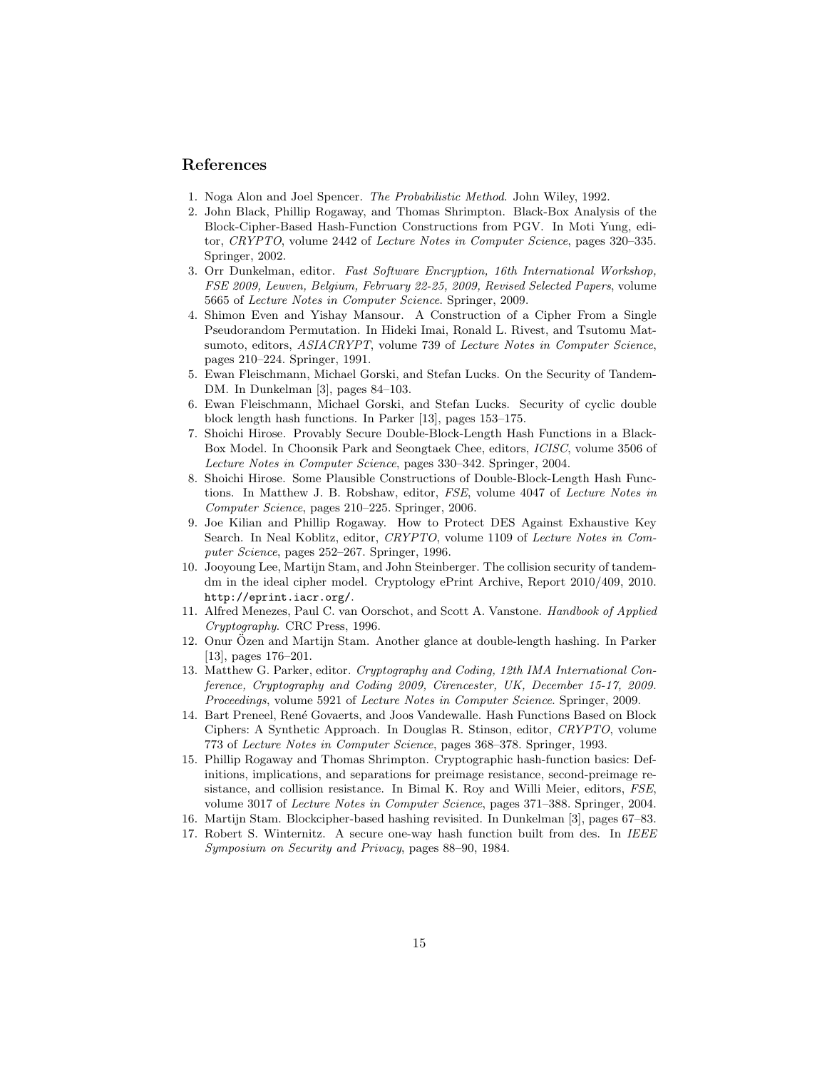## References

1. Noga Alon and Joel Spencer. *The Probabilistic Method*. John Wiley, 1992.
2. John Black, Phillip Rogaway, and Thomas Shrimpton. Black-Box Analysis of the Block-Cipher-Based Hash-Function Constructions from PGV. In Moti Yung, editor, *CRYPTO*, volume 2442 of *Lecture Notes in Computer Science*, pages 320–335. Springer, 2002.
3. Orr Dunkelman, editor. *Fast Software Encryption, 16th International Workshop, FSE 2009, Leuven, Belgium, February 22-25, 2009, Revised Selected Papers*, volume 5665 of *Lecture Notes in Computer Science*. Springer, 2009.
4. Shimon Even and Yishay Mansour. A Construction of a Cipher From a Single Pseudorandom Permutation. In Hideki Imai, Ronald L. Rivest, and Tsutomu Matsumoto, editors, *ASIACRYPT*, volume 739 of *Lecture Notes in Computer Science*, pages 210–224. Springer, 1991.
5. Ewan Fleischmann, Michael Gorski, and Stefan Lucks. On the Security of Tandem-DM. In Dunkelman [3], pages 84–103.
6. Ewan Fleischmann, Michael Gorski, and Stefan Lucks. Security of cyclic double block length hash functions. In Parker [13], pages 153–175.
7. Shoichi Hirose. Provably Secure Double-Block-Length Hash Functions in a Black-Box Model. In Choonsik Park and Seongtaek Chee, editors, *ICISC*, volume 3506 of *Lecture Notes in Computer Science*, pages 330–342. Springer, 2004.
8. Shoichi Hirose. Some Plausible Constructions of Double-Block-Length Hash Functions. In Matthew J. B. Robshaw, editor, *FSE*, volume 4047 of *Lecture Notes in Computer Science*, pages 210–225. Springer, 2006.
9. Joe Kilian and Phillip Rogaway. How to Protect DES Against Exhaustive Key Search. In Neal Koblitz, editor, *CRYPTO*, volume 1109 of *Lecture Notes in Computer Science*, pages 252–267. Springer, 1996.
10. Jooyoung Lee, Martijn Stam, and John Steinberger. The collision security of tandem-dm in the ideal cipher model. Cryptology ePrint Archive, Report 2010/409, 2010. `http://eprint.iacr.org/`.
11. Alfred Menezes, Paul C. van Oorschot, and Scott A. Vanstone. *Handbook of Applied Cryptography*. CRC Press, 1996.
12. Onur Özen and Martijn Stam. Another glance at double-length hashing. In Parker [13], pages 176–201.
13. Matthew G. Parker, editor. *Cryptography and Coding, 12th IMA International Conference, Cryptography and Coding 2009, Cirencester, UK, December 15-17, 2009. Proceedings*, volume 5921 of *Lecture Notes in Computer Science*. Springer, 2009.
14. Bart Preneel, René Govaerts, and Joos Vandewalle. Hash Functions Based on Block Ciphers: A Synthetic Approach. In Douglas R. Stinson, editor, *CRYPTO*, volume 773 of *Lecture Notes in Computer Science*, pages 368–378. Springer, 1993.
15. Phillip Rogaway and Thomas Shrimpton. Cryptographic hash-function basics: Definitions, implications, and separations for preimage resistance, second-preimage resistance, and collision resistance. In Bimal K. Roy and Willi Meier, editors, *FSE*, volume 3017 of *Lecture Notes in Computer Science*, pages 371–388. Springer, 2004.
16. Martijn Stam. Blockcipher-based hashing revisited. In Dunkelman [3], pages 67–83.
17. Robert S. Winternitz. A secure one-way hash function built from des. In *IEEE Symposium on Security and Privacy*, pages 88–90, 1984.